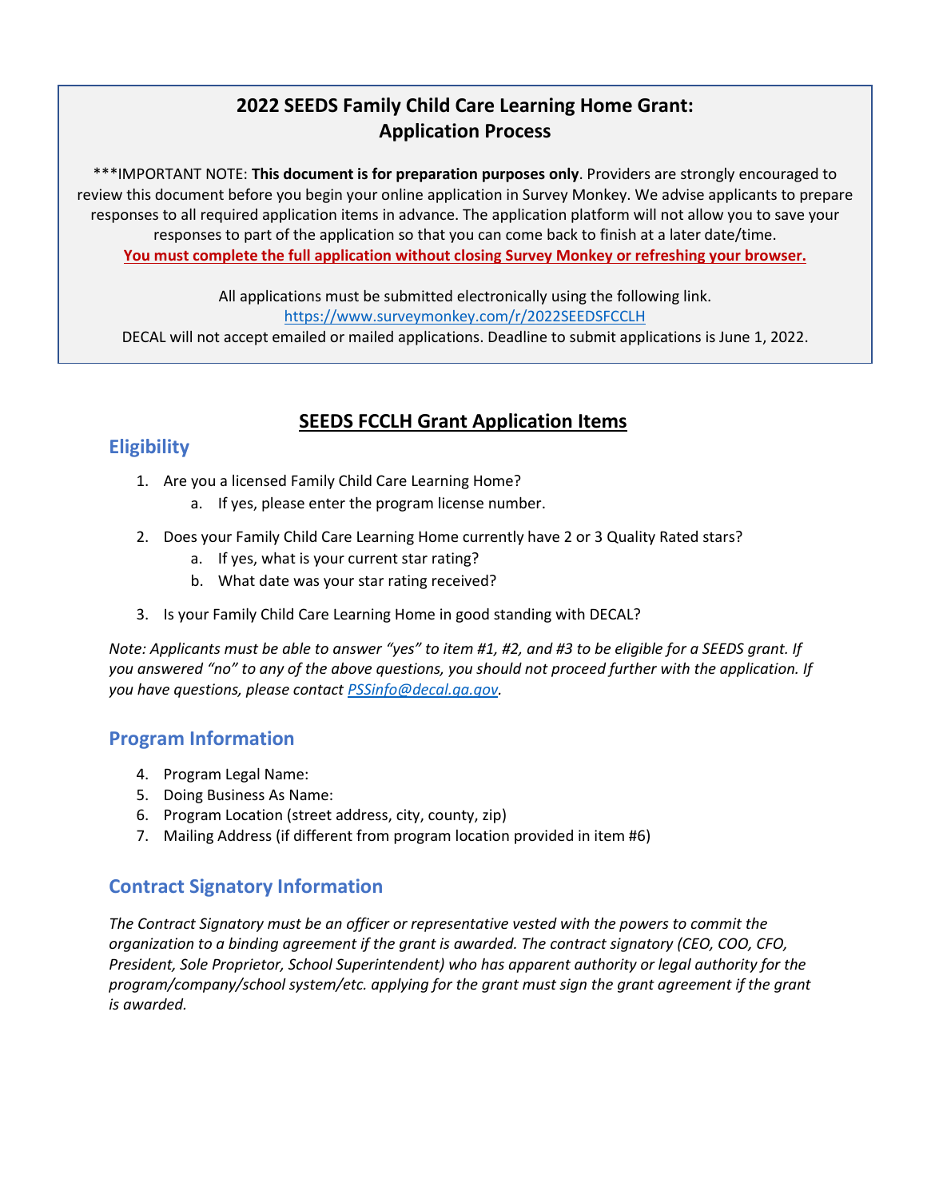# 2022 SEEDS Family Child Care Learning Home Grant: Application Process

***IMPORTANT NOTE: **This document is for preparation purposes only**. Providers are strongly encouraged to review this document before you begin your online application in Survey Monkey. We advise applicants to prepare responses to all required application items in advance. The application platform will not allow you to save your responses to part of the application so that you can come back to finish at a later date/time.

**You must complete the full application without closing Survey Monkey or refreshing your browser.**

All applications must be submitted electronically using the following link.
https://www.surveymonkey.com/r/2022SEEDSFCCLH
DECAL will not accept emailed or mailed applications. Deadline to submit applications is June 1, 2022.

## SEEDS FCCLH Grant Application Items

### Eligibility

1. Are you a licensed Family Child Care Learning Home?
   a. If yes, please enter the program license number.

2. Does your Family Child Care Learning Home currently have 2 or 3 Quality Rated stars?
   a. If yes, what is your current star rating?
   b. What date was your star rating received?

3. Is your Family Child Care Learning Home in good standing with DECAL?

*Note: Applicants must be able to answer "yes" to item #1, #2, and #3 to be eligible for a SEEDS grant. If you answered "no" to any of the above questions, you should not proceed further with the application. If you have questions, please contact PSSinfo@decal.ga.gov.*

### Program Information

4. Program Legal Name:
5. Doing Business As Name:
6. Program Location (street address, city, county, zip)
7. Mailing Address (if different from program location provided in item #6)

### Contract Signatory Information

*The Contract Signatory must be an officer or representative vested with the powers to commit the organization to a binding agreement if the grant is awarded. The contract signatory (CEO, COO, CFO, President, Sole Proprietor, School Superintendent) who has apparent authority or legal authority for the program/company/school system/etc. applying for the grant must sign the grant agreement if the grant is awarded.*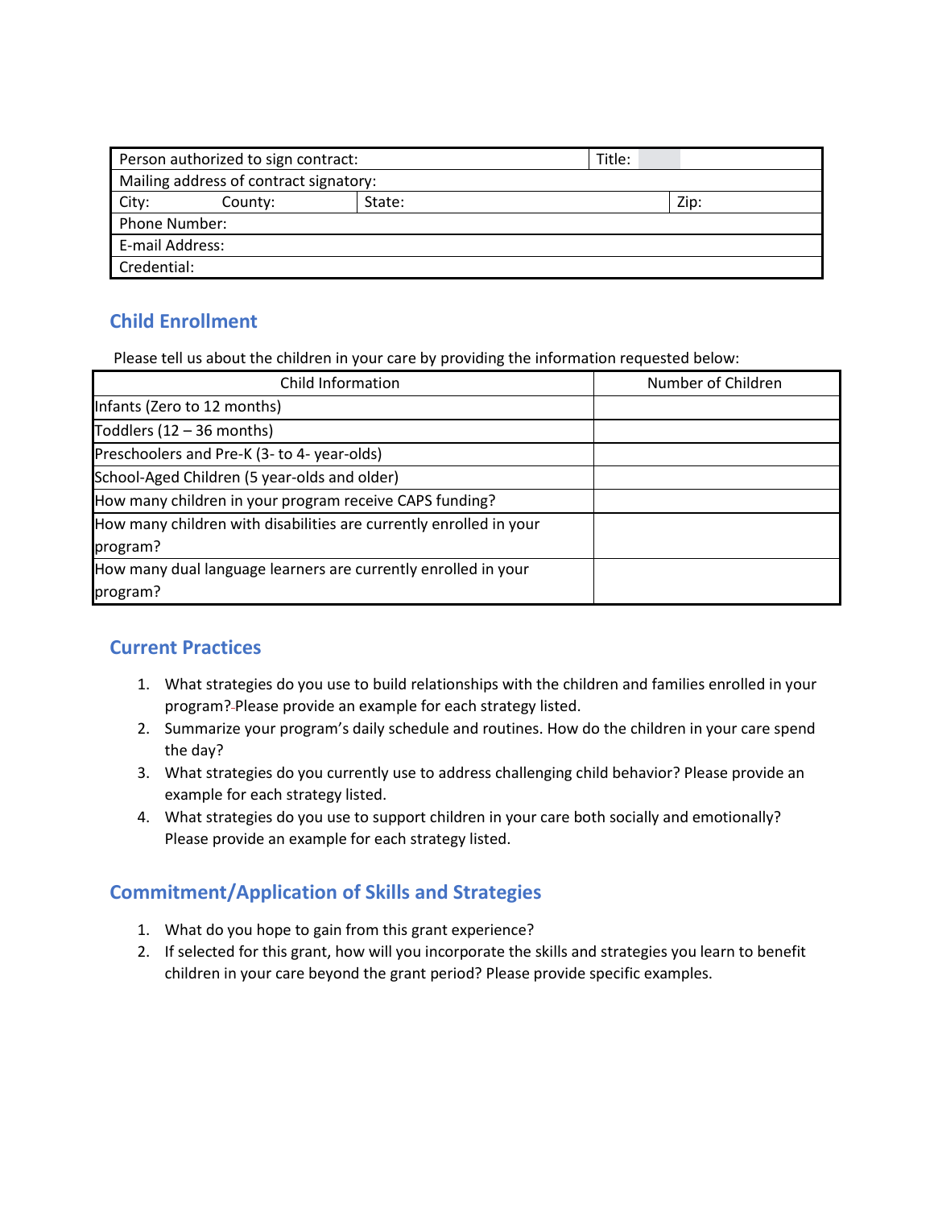| Person authorized to sign contract: | | Title: |
|---|---|---|
| Mailing address of contract signatory: | | |
| City: County: | State: | Zip: |
| Phone Number: | | |
| E-mail Address: | | |
| Credential: | | |

## Child Enrollment

Please tell us about the children in your care by providing the information requested below:

| Child Information | Number of Children |
|---|---|
| Infants (Zero to 12 months) | |
| Toddlers (12 – 36 months) | |
| Preschoolers and Pre-K (3- to 4- year-olds) | |
| School-Aged Children (5 year-olds and older) | |
| How many children in your program receive CAPS funding? | |
| How many children with disabilities are currently enrolled in your program? | |
| How many dual language learners are currently enrolled in your program? | |

## Current Practices

1. What strategies do you use to build relationships with the children and families enrolled in your program? Please provide an example for each strategy listed.
2. Summarize your program's daily schedule and routines. How do the children in your care spend the day?
3. What strategies do you currently use to address challenging child behavior? Please provide an example for each strategy listed.
4. What strategies do you use to support children in your care both socially and emotionally? Please provide an example for each strategy listed.

## Commitment/Application of Skills and Strategies

1. What do you hope to gain from this grant experience?
2. If selected for this grant, how will you incorporate the skills and strategies you learn to benefit children in your care beyond the grant period? Please provide specific examples.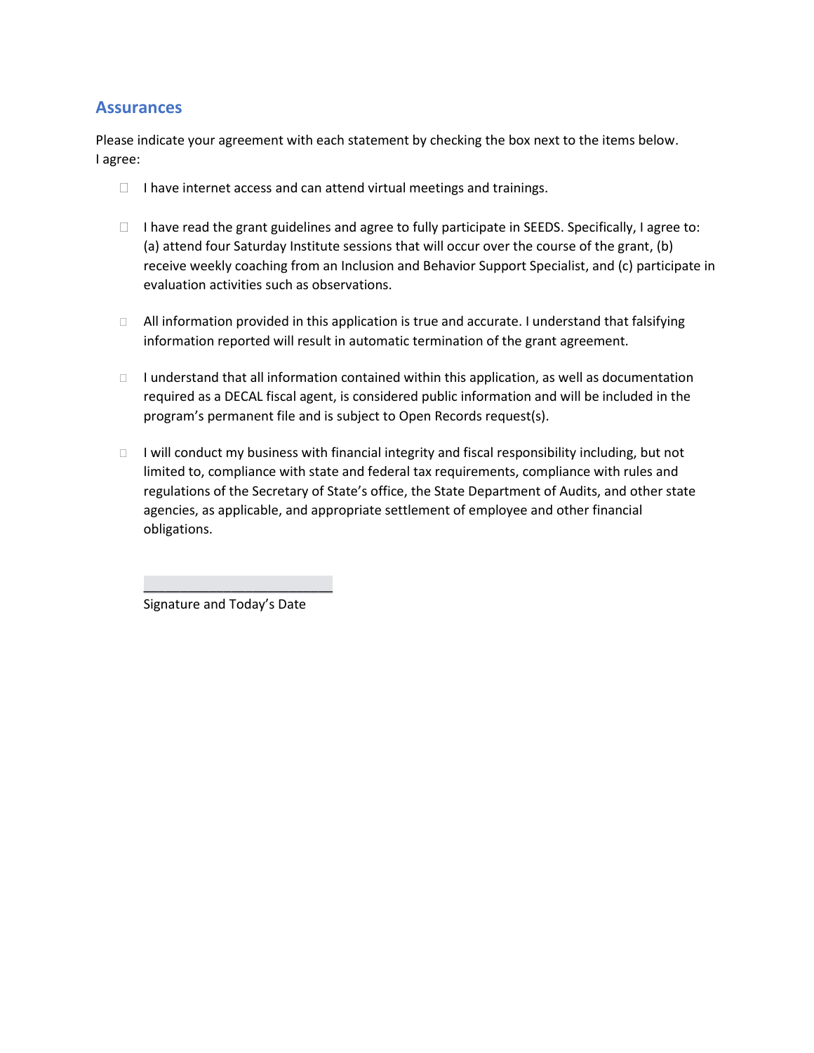## Assurances

Please indicate your agreement with each statement by checking the box next to the items below.
I agree:

- ☐ I have internet access and can attend virtual meetings and trainings.

- ☐ I have read the grant guidelines and agree to fully participate in SEEDS. Specifically, I agree to: (a) attend four Saturday Institute sessions that will occur over the course of the grant, (b) receive weekly coaching from an Inclusion and Behavior Support Specialist, and (c) participate in evaluation activities such as observations.

- ☐ All information provided in this application is true and accurate. I understand that falsifying information reported will result in automatic termination of the grant agreement.

- ☐ I understand that all information contained within this application, as well as documentation required as a DECAL fiscal agent, is considered public information and will be included in the program's permanent file and is subject to Open Records request(s).

- ☐ I will conduct my business with financial integrity and fiscal responsibility including, but not limited to, compliance with state and federal tax requirements, compliance with rules and regulations of the Secretary of State's office, the State Department of Audits, and other state agencies, as applicable, and appropriate settlement of employee and other financial obligations.

_________________________
Signature and Today's Date